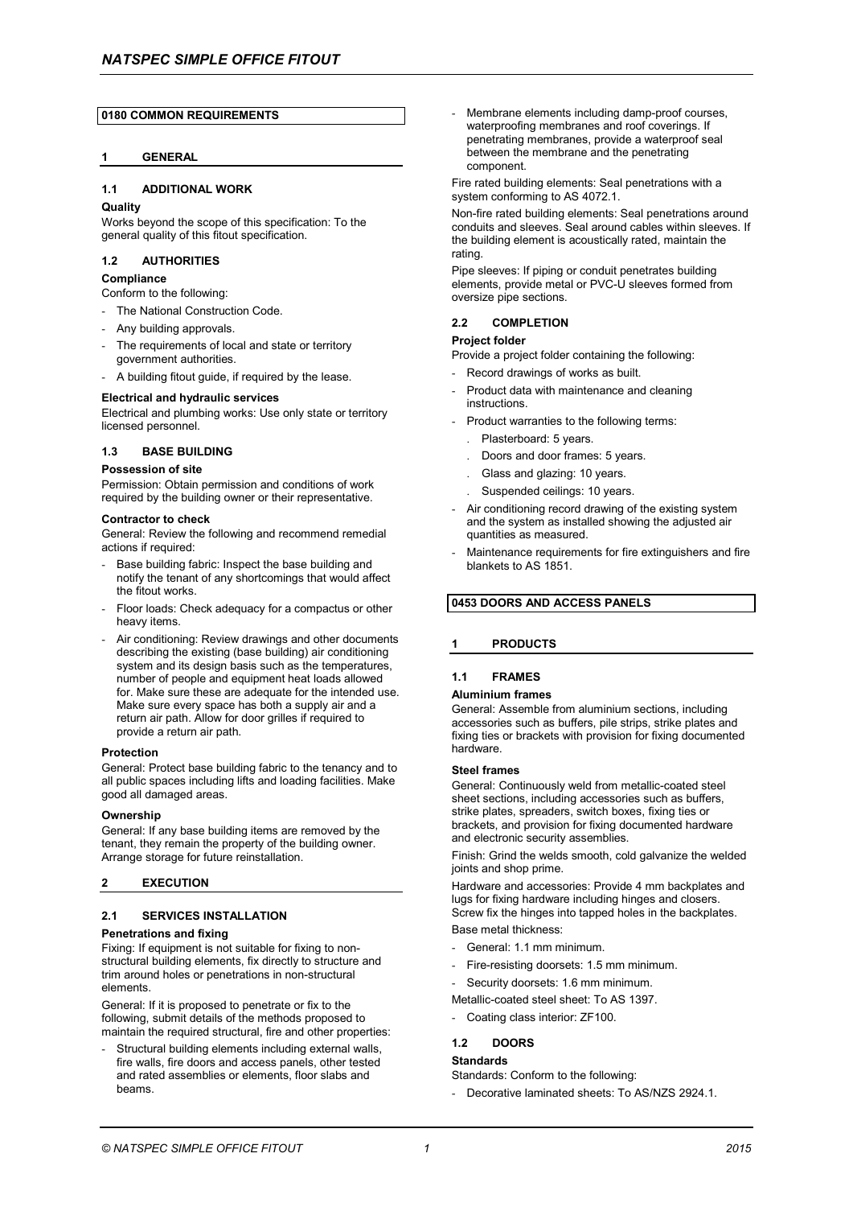## 0180 COMMON REQUIREMENTS

### 1 GENERAL

#### 1.1 ADDITIONAL WORK

**Quality**

Works beyond the scope of this specification: To the general quality of this fitout specification.

#### 1.2 AUTHORITIES

**Compliance**

Conform to the following:

- The National Construction Code.
- Any building approvals.
- The requirements of local and state or territory government authorities.
- A building fitout guide, if required by the lease.

**Electrical and hydraulic services**

Electrical and plumbing works: Use only state or territory licensed personnel.

#### 1.3 BASE BUILDING

**Possession of site**

Permission: Obtain permission and conditions of work required by the building owner or their representative.

**Contractor to check**

General: Review the following and recommend remedial actions if required:

- Base building fabric: Inspect the base building and notify the tenant of any shortcomings that would affect the fitout works.
- Floor loads: Check adequacy for a compactus or other heavy items.
- Air conditioning: Review drawings and other documents describing the existing (base building) air conditioning system and its design basis such as the temperatures, number of people and equipment heat loads allowed for. Make sure these are adequate for the intended use. Make sure every space has both a supply air and a return air path. Allow for door grilles if required to provide a return air path.

**Protection**

General: Protect base building fabric to the tenancy and to all public spaces including lifts and loading facilities. Make good all damaged areas.

**Ownership**

General: If any base building items are removed by the tenant, they remain the property of the building owner. Arrange storage for future reinstallation.

### 2 EXECUTION

#### 2.1 SERVICES INSTALLATION

**Penetrations and fixing**

Fixing: If equipment is not suitable for fixing to non-structural building elements, fix directly to structure and trim around holes or penetrations in non-structural elements.

General: If it is proposed to penetrate or fix to the following, submit details of the methods proposed to maintain the required structural, fire and other properties:

- Structural building elements including external walls, fire walls, fire doors and access panels, other tested and rated assemblies or elements, floor slabs and beams.
- Membrane elements including damp-proof courses, waterproofing membranes and roof coverings. If penetrating membranes, provide a waterproof seal between the membrane and the penetrating component.

Fire rated building elements: Seal penetrations with a system conforming to AS 4072.1.

Non-fire rated building elements: Seal penetrations around conduits and sleeves. Seal around cables within sleeves. If the building element is acoustically rated, maintain the rating.

Pipe sleeves: If piping or conduit penetrates building elements, provide metal or PVC-U sleeves formed from oversize pipe sections.

#### 2.2 COMPLETION

**Project folder**

Provide a project folder containing the following:

- Record drawings of works as built.
- Product data with maintenance and cleaning instructions.
- Product warranties to the following terms:
  - Plasterboard: 5 years.
  - Doors and door frames: 5 years.
  - Glass and glazing: 10 years.
  - Suspended ceilings: 10 years.
- Air conditioning record drawing of the existing system and the system as installed showing the adjusted air quantities as measured.
- Maintenance requirements for fire extinguishers and fire blankets to AS 1851.

## 0453 DOORS AND ACCESS PANELS

### 1 PRODUCTS

#### 1.1 FRAMES

**Aluminium frames**

General: Assemble from aluminium sections, including accessories such as buffers, pile strips, strike plates and fixing ties or brackets with provision for fixing documented hardware.

**Steel frames**

General: Continuously weld from metallic-coated steel sheet sections, including accessories such as buffers, strike plates, spreaders, switch boxes, fixing ties or brackets, and provision for fixing documented hardware and electronic security assemblies.

Finish: Grind the welds smooth, cold galvanize the welded joints and shop prime.

Hardware and accessories: Provide 4 mm backplates and lugs for fixing hardware including hinges and closers. Screw fix the hinges into tapped holes in the backplates.

Base metal thickness:

- General: 1.1 mm minimum.
- Fire-resisting doorsets: 1.5 mm minimum.
- Security doorsets: 1.6 mm minimum.

Metallic-coated steel sheet: To AS 1397.

- Coating class interior: ZF100.

#### 1.2 DOORS

**Standards**

Standards: Conform to the following:

- Decorative laminated sheets: To AS/NZS 2924.1.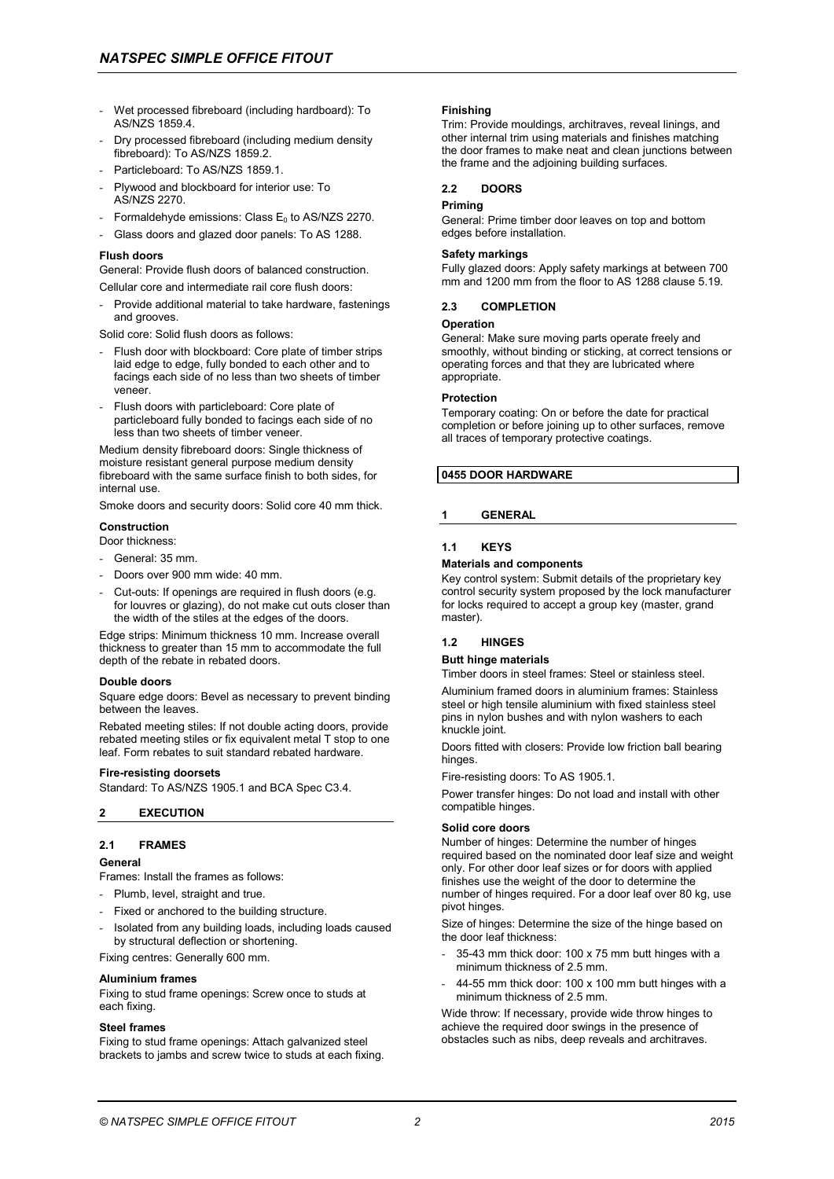- Wet processed fibreboard (including hardboard): To AS/NZS 1859.4.
- Dry processed fibreboard (including medium density fibreboard): To AS/NZS 1859.2.
- Particleboard: To AS/NZS 1859.1.
- Plywood and blockboard for interior use: To AS/NZS 2270.
- Formaldehyde emissions: Class $E_0$ to AS/NZS 2270.
- Glass doors and glazed door panels: To AS 1288.

**Flush doors**

General: Provide flush doors of balanced construction.

Cellular core and intermediate rail core flush doors:

- Provide additional material to take hardware, fastenings and grooves.

Solid core: Solid flush doors as follows:

- Flush door with blockboard: Core plate of timber strips laid edge to edge, fully bonded to each other and to facings each side of no less than two sheets of timber veneer.
- Flush doors with particleboard: Core plate of particleboard fully bonded to facings each side of no less than two sheets of timber veneer.

Medium density fibreboard doors: Single thickness of moisture resistant general purpose medium density fibreboard with the same surface finish to both sides, for internal use.

Smoke doors and security doors: Solid core 40 mm thick.

**Construction**

Door thickness:

- General: 35 mm.
- Doors over 900 mm wide: 40 mm.
- Cut-outs: If openings are required in flush doors (e.g. for louvres or glazing), do not make cut outs closer than the width of the stiles at the edges of the doors.

Edge strips: Minimum thickness 10 mm. Increase overall thickness to greater than 15 mm to accommodate the full depth of the rebate in rebated doors.

**Double doors**

Square edge doors: Bevel as necessary to prevent binding between the leaves.

Rebated meeting stiles: If not double acting doors, provide rebated meeting stiles or fix equivalent metal T stop to one leaf. Form rebates to suit standard rebated hardware.

**Fire-resisting doorsets**

Standard: To AS/NZS 1905.1 and BCA Spec C3.4.

## 2 EXECUTION

### 2.1 FRAMES

**General**

Frames: Install the frames as follows:

- Plumb, level, straight and true.
- Fixed or anchored to the building structure.
- Isolated from any building loads, including loads caused by structural deflection or shortening.

Fixing centres: Generally 600 mm.

**Aluminium frames**

Fixing to stud frame openings: Screw once to studs at each fixing.

**Steel frames**

Fixing to stud frame openings: Attach galvanized steel brackets to jambs and screw twice to studs at each fixing.

**Finishing**

Trim: Provide mouldings, architraves, reveal linings, and other internal trim using materials and finishes matching the door frames to make neat and clean junctions between the frame and the adjoining building surfaces.

### 2.2 DOORS

**Priming**

General: Prime timber door leaves on top and bottom edges before installation.

**Safety markings**

Fully glazed doors: Apply safety markings at between 700 mm and 1200 mm from the floor to AS 1288 clause 5.19.

### 2.3 COMPLETION

**Operation**

General: Make sure moving parts operate freely and smoothly, without binding or sticking, at correct tensions or operating forces and that they are lubricated where appropriate.

**Protection**

Temporary coating: On or before the date for practical completion or before joining up to other surfaces, remove all traces of temporary protective coatings.

# 0455 DOOR HARDWARE

## 1 GENERAL

### 1.1 KEYS

**Materials and components**

Key control system: Submit details of the proprietary key control security system proposed by the lock manufacturer for locks required to accept a group key (master, grand master).

### 1.2 HINGES

**Butt hinge materials**

Timber doors in steel frames: Steel or stainless steel.

Aluminium framed doors in aluminium frames: Stainless steel or high tensile aluminium with fixed stainless steel pins in nylon bushes and with nylon washers to each knuckle joint.

Doors fitted with closers: Provide low friction ball bearing hinges.

Fire-resisting doors: To AS 1905.1.

Power transfer hinges: Do not load and install with other compatible hinges.

**Solid core doors**

Number of hinges: Determine the number of hinges required based on the nominated door leaf size and weight only. For other door leaf sizes or for doors with applied finishes use the weight of the door to determine the number of hinges required. For a door leaf over 80 kg, use pivot hinges.

Size of hinges: Determine the size of the hinge based on the door leaf thickness:

- 35-43 mm thick door: 100 x 75 mm butt hinges with a minimum thickness of 2.5 mm.
- 44-55 mm thick door: 100 x 100 mm butt hinges with a minimum thickness of 2.5 mm.

Wide throw: If necessary, provide wide throw hinges to achieve the required door swings in the presence of obstacles such as nibs, deep reveals and architraves.